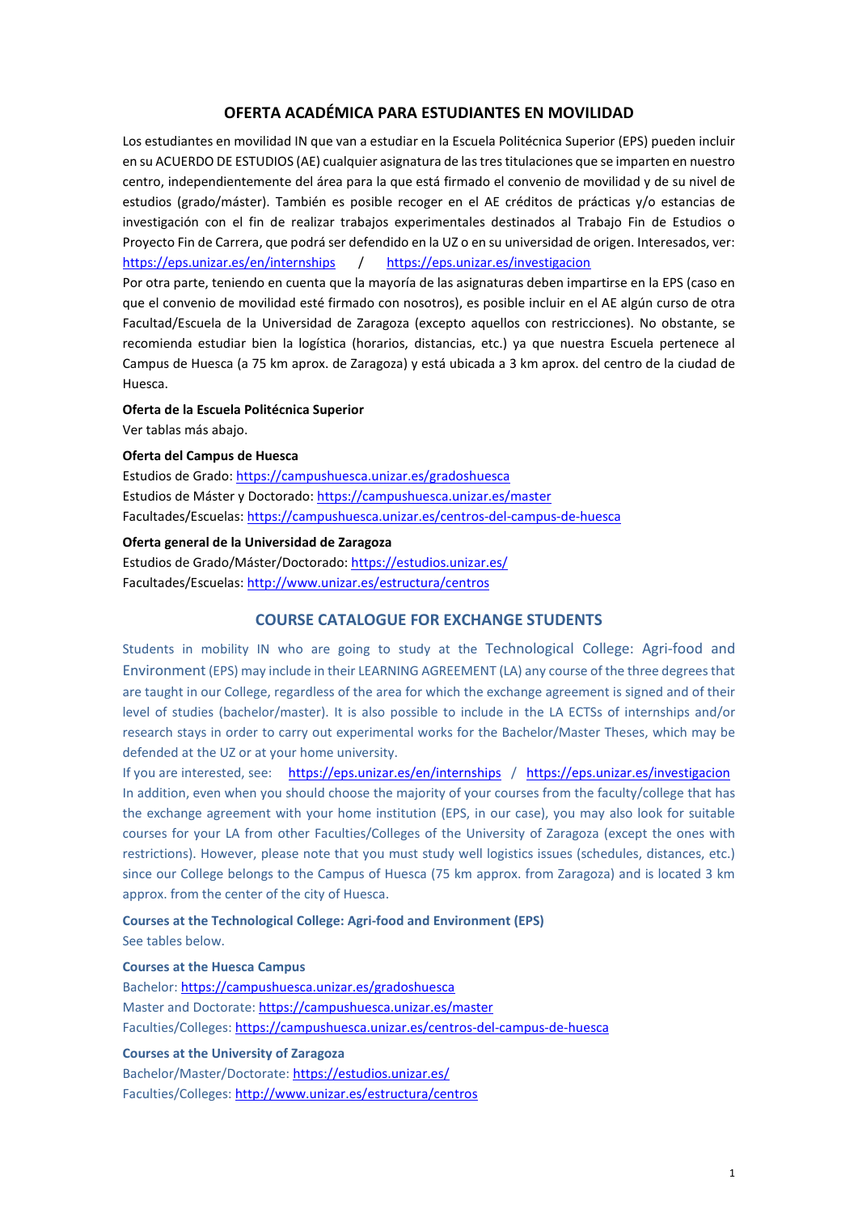# OFERTA ACADÉMICA PARA ESTUDIANTES EN MOVILIDAD

Los estudiantes en movilidad IN que van a estudiar en la Escuela Politécnica Superior (EPS) pueden incluir en su ACUERDO DE ESTUDIOS (AE) cualquier asignatura de las tres titulaciones que se imparten en nuestro centro, independientemente del área para la que está firmado el convenio de movilidad y de su nivel de estudios (grado/máster). También es posible recoger en el AE créditos de prácticas y/o estancias de investigación con el fin de realizar trabajos experimentales destinados al Trabajo Fin de Estudios o Proyecto Fin de Carrera, que podrá ser defendido en la UZ o en su universidad de origen. Interesados, ver: https://eps.unizar.es/en/internships / https://eps.unizar.es/investigacion

Por otra parte, teniendo en cuenta que la mayoría de las asignaturas deben impartirse en la EPS (caso en que el convenio de movilidad esté firmado con nosotros), es posible incluir en el AE algún curso de otra Facultad/Escuela de la Universidad de Zaragoza (excepto aquellos con restricciones). No obstante, se recomienda estudiar bien la logística (horarios, distancias, etc.) ya que nuestra Escuela pertenece al Campus de Huesca (a 75 km aprox. de Zaragoza) y está ubicada a 3 km aprox. del centro de la ciudad de Huesca.

**Oferta de la Escuela Politécnica Superior**

Ver tablas más abajo.

**Oferta del Campus de Huesca**

Estudios de Grado: https://campushuesca.unizar.es/gradoshuesca
Estudios de Máster y Doctorado: https://campushuesca.unizar.es/master
Facultades/Escuelas: https://campushuesca.unizar.es/centros-del-campus-de-huesca

**Oferta general de la Universidad de Zaragoza**

Estudios de Grado/Máster/Doctorado: https://estudios.unizar.es/
Facultades/Escuelas: http://www.unizar.es/estructura/centros

# COURSE CATALOGUE FOR EXCHANGE STUDENTS

Students in mobility IN who are going to study at the Technological College: Agri-food and Environment (EPS) may include in their LEARNING AGREEMENT (LA) any course of the three degrees that are taught in our College, regardless of the area for which the exchange agreement is signed and of their level of studies (bachelor/master). It is also possible to include in the LA ECTSs of internships and/or research stays in order to carry out experimental works for the Bachelor/Master Theses, which may be defended at the UZ or at your home university.

If you are interested, see: https://eps.unizar.es/en/internships / https://eps.unizar.es/investigacion

In addition, even when you should choose the majority of your courses from the faculty/college that has the exchange agreement with your home institution (EPS, in our case), you may also look for suitable courses for your LA from other Faculties/Colleges of the University of Zaragoza (except the ones with restrictions). However, please note that you must study well logistics issues (schedules, distances, etc.) since our College belongs to the Campus of Huesca (75 km approx. from Zaragoza) and is located 3 km approx. from the center of the city of Huesca.

**Courses at the Technological College: Agri-food and Environment (EPS)**

See tables below.

**Courses at the Huesca Campus**

Bachelor: https://campushuesca.unizar.es/gradoshuesca
Master and Doctorate: https://campushuesca.unizar.es/master
Faculties/Colleges: https://campushuesca.unizar.es/centros-del-campus-de-huesca

**Courses at the University of Zaragoza**

Bachelor/Master/Doctorate: https://estudios.unizar.es/
Faculties/Colleges: http://www.unizar.es/estructura/centros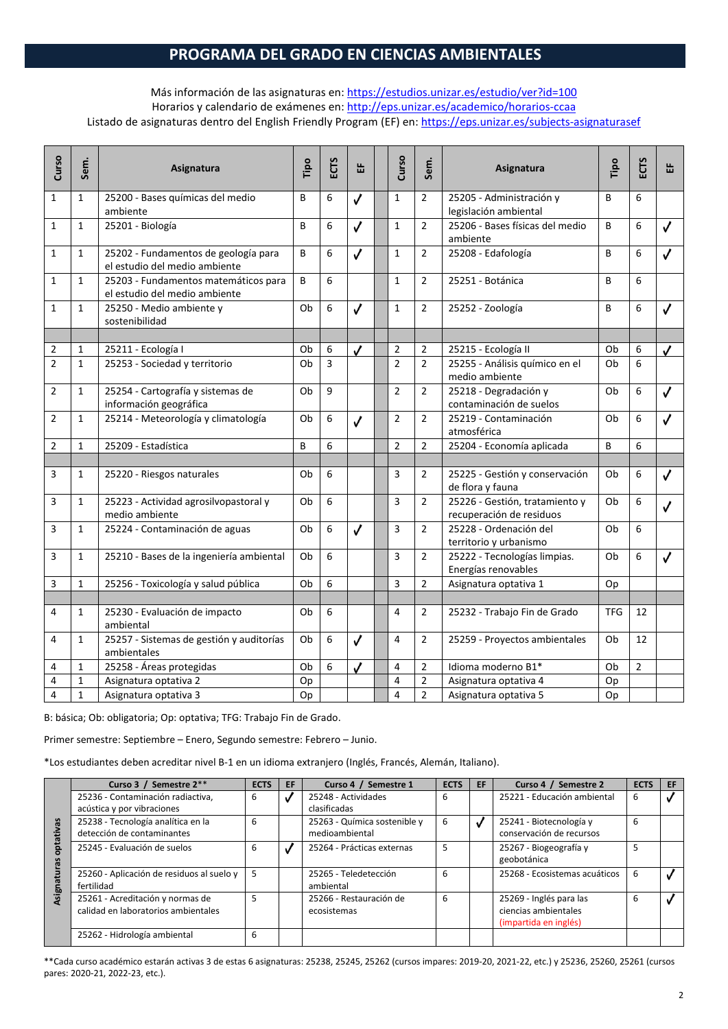# PROGRAMA DEL GRADO EN CIENCIAS AMBIENTALES

Más información de las asignaturas en: https://estudios.unizar.es/estudio/ver?id=100
Horarios y calendario de exámenes en: http://eps.unizar.es/academico/horarios-ccaa
Listado de asignaturas dentro del English Friendly Program (EF) en: https://eps.unizar.es/subjects-asignaturasef

| Curso | Sem. | Asignatura | Tipo | ECTS | EF | | Curso | Sem. | Asignatura | Tipo | ECTS | EF |
|---|---|---|---|---|---|---|---|---|---|---|---|---|
| 1 | 1 | 25200 - Bases químicas del medio ambiente | B | 6 | ✓ | | 1 | 2 | 25205 - Administración y legislación ambiental | B | 6 | |
| 1 | 1 | 25201 - Biología | B | 6 | ✓ | | 1 | 2 | 25206 - Bases físicas del medio ambiente | B | 6 | ✓ |
| 1 | 1 | 25202 - Fundamentos de geología para el estudio del medio ambiente | B | 6 | ✓ | | 1 | 2 | 25208 - Edafología | B | 6 | ✓ |
| 1 | 1 | 25203 - Fundamentos matemáticos para el estudio del medio ambiente | B | 6 | | | 1 | 2 | 25251 - Botánica | B | 6 | |
| 1 | 1 | 25250 - Medio ambiente y sostenibilidad | Ob | 6 | ✓ | | 1 | 2 | 25252 - Zoología | B | 6 | ✓ |
| | | | | | | | | | | | | |
| 2 | 1 | 25211 - Ecología I | Ob | 6 | ✓ | | 2 | 2 | 25215 - Ecología II | Ob | 6 | ✓ |
| 2 | 1 | 25253 - Sociedad y territorio | Ob | 3 | | | 2 | 2 | 25255 - Análisis químico en el medio ambiente | Ob | 6 | |
| 2 | 1 | 25254 - Cartografía y sistemas de información geográfica | Ob | 9 | | | 2 | 2 | 25218 - Degradación y contaminación de suelos | Ob | 6 | ✓ |
| 2 | 1 | 25214 - Meteorología y climatología | Ob | 6 | ✓ | | 2 | 2 | 25219 - Contaminación atmosférica | Ob | 6 | ✓ |
| 2 | 1 | 25209 - Estadística | B | 6 | | | 2 | 2 | 25204 - Economía aplicada | B | 6 | |
| | | | | | | | | | | | | |
| 3 | 1 | 25220 - Riesgos naturales | Ob | 6 | | | 3 | 2 | 25225 - Gestión y conservación de flora y fauna | Ob | 6 | ✓ |
| 3 | 1 | 25223 - Actividad agrosilvopastoral y medio ambiente | Ob | 6 | | | 3 | 2 | 25226 - Gestión, tratamiento y recuperación de residuos | Ob | 6 | ✓ |
| 3 | 1 | 25224 - Contaminación de aguas | Ob | 6 | ✓ | | 3 | 2 | 25228 - Ordenación del territorio y urbanismo | Ob | 6 | |
| 3 | 1 | 25210 - Bases de la ingeniería ambiental | Ob | 6 | | | 3 | 2 | 25222 - Tecnologías limpias. Energías renovables | Ob | 6 | ✓ |
| 3 | 1 | 25256 - Toxicología y salud pública | Ob | 6 | | | 3 | 2 | Asignatura optativa 1 | Op | | |
| | | | | | | | | | | | | |
| 4 | 1 | 25230 - Evaluación de impacto ambiental | Ob | 6 | | | 4 | 2 | 25232 - Trabajo Fin de Grado | TFG | 12 | |
| 4 | 1 | 25257 - Sistemas de gestión y auditorías ambientales | Ob | 6 | ✓ | | 4 | 2 | 25259 - Proyectos ambientales | Ob | 12 | |
| 4 | 1 | 25258 - Áreas protegidas | Ob | 6 | ✓ | | 4 | 2 | Idioma moderno B1* | Ob | 2 | |
| 4 | 1 | Asignatura optativa 2 | Op | | | | 4 | 2 | Asignatura optativa 4 | Op | | |
| 4 | 1 | Asignatura optativa 3 | Op | | | | 4 | 2 | Asignatura optativa 5 | Op | | |

B: básica; Ob: obligatoria; Op: optativa; TFG: Trabajo Fin de Grado.

Primer semestre: Septiembre – Enero, Segundo semestre: Febrero – Junio.

*Los estudiantes deben acreditar nivel B-1 en un idioma extranjero (Inglés, Francés, Alemán, Italiano).

| | Curso 3 / Semestre 2** | ECTS | EF | Curso 4 / Semestre 1 | ECTS | EF | Curso 4 / Semestre 2 | ECTS | EF |
|---|---|---|---|---|---|---|---|---|---|
| Asignaturas optativas | 25236 - Contaminación radiactiva, acústica y por vibraciones | 6 | ✓ | 25248 - Actividades clasificadas | 6 | | 25221 - Educación ambiental | 6 | ✓ |
| | 25238 - Tecnología analítica en la detección de contaminantes | 6 | | 25263 - Química sostenible y medioambiental | 6 | ✓ | 25241 - Biotecnología y conservación de recursos | 6 | |
| | 25245 - Evaluación de suelos | 6 | ✓ | 25264 - Prácticas externas | 5 | | 25267 - Biogeografía y geobotánica | 5 | |
| | 25260 - Aplicación de residuos al suelo y fertilidad | 5 | | 25265 - Teledetección ambiental | 6 | | 25268 - Ecosistemas acuáticos | 6 | ✓ |
| | 25261 - Acreditación y normas de calidad en laboratorios ambientales | 5 | | 25266 - Restauración de ecosistemas | 6 | | 25269 - Inglés para las ciencias ambientales (impartida en inglés) | 6 | ✓ |
| | 25262 - Hidrología ambiental | 6 | | | | | | | |

**Cada curso académico estarán activas 3 de estas 6 asignaturas: 25238, 25245, 25262 (cursos impares: 2019-20, 2021-22, etc.) y 25236, 25260, 25261 (cursos pares: 2020-21, 2022-23, etc.).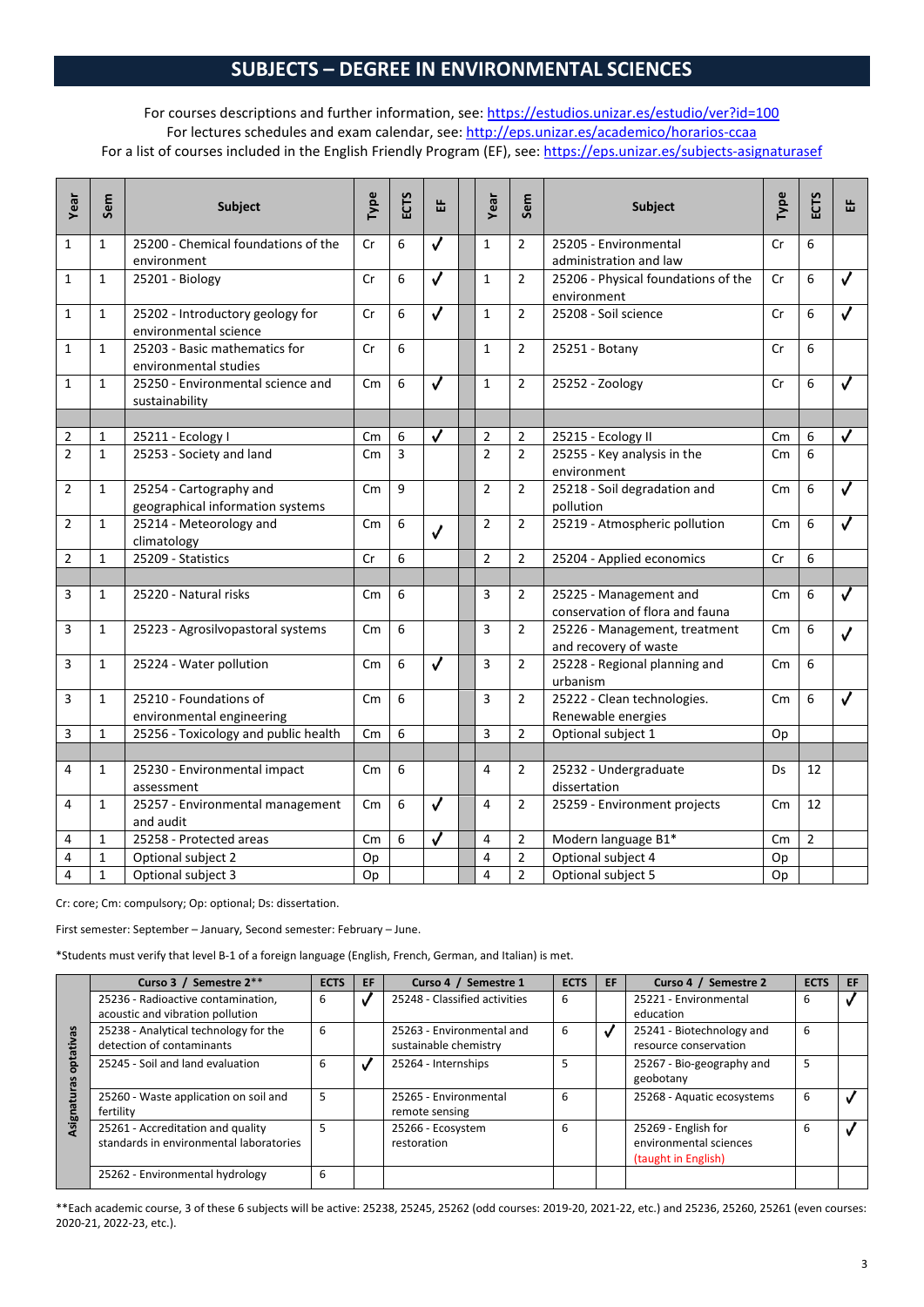# SUBJECTS – DEGREE IN ENVIRONMENTAL SCIENCES

For courses descriptions and further information, see: https://estudios.unizar.es/estudio/ver?id=100
For lectures schedules and exam calendar, see: http://eps.unizar.es/academico/horarios-ccaa
For a list of courses included in the English Friendly Program (EF), see: https://eps.unizar.es/subjects-asignaturasef

| Year | Sem | Subject | Type | ECTS | EF | | Year | Sem | Subject | Type | ECTS | EF |
|---|---|---|---|---|---|---|---|---|---|---|---|---|
| 1 | 1 | 25200 - Chemical foundations of the environment | Cr | 6 | ✓ | | 1 | 2 | 25205 - Environmental administration and law | Cr | 6 | |
| 1 | 1 | 25201 - Biology | Cr | 6 | ✓ | | 1 | 2 | 25206 - Physical foundations of the environment | Cr | 6 | ✓ |
| 1 | 1 | 25202 - Introductory geology for environmental science | Cr | 6 | ✓ | | 1 | 2 | 25208 - Soil science | Cr | 6 | ✓ |
| 1 | 1 | 25203 - Basic mathematics for environmental studies | Cr | 6 | | | 1 | 2 | 25251 - Botany | Cr | 6 | |
| 1 | 1 | 25250 - Environmental science and sustainability | Cm | 6 | ✓ | | 1 | 2 | 25252 - Zoology | Cr | 6 | ✓ |
| | | | | | | | | | | | | |
| 2 | 1 | 25211 - Ecology I | Cm | 6 | ✓ | | 2 | 2 | 25215 - Ecology II | Cm | 6 | ✓ |
| 2 | 1 | 25253 - Society and land | Cm | 3 | | | 2 | 2 | 25255 - Key analysis in the environment | Cm | 6 | |
| 2 | 1 | 25254 - Cartography and geographical information systems | Cm | 9 | | | 2 | 2 | 25218 - Soil degradation and pollution | Cm | 6 | ✓ |
| 2 | 1 | 25214 - Meteorology and climatology | Cm | 6 | ✓ | | 2 | 2 | 25219 - Atmospheric pollution | Cm | 6 | ✓ |
| 2 | 1 | 25209 - Statistics | Cr | 6 | | | 2 | 2 | 25204 - Applied economics | Cr | 6 | |
| | | | | | | | | | | | | |
| 3 | 1 | 25220 - Natural risks | Cm | 6 | | | 3 | 2 | 25225 - Management and conservation of flora and fauna | Cm | 6 | ✓ |
| 3 | 1 | 25223 - Agrosilvopastoral systems | Cm | 6 | | | 3 | 2 | 25226 - Management, treatment and recovery of waste | Cm | 6 | ✓ |
| 3 | 1 | 25224 - Water pollution | Cm | 6 | ✓ | | 3 | 2 | 25228 - Regional planning and urbanism | Cm | 6 | |
| 3 | 1 | 25210 - Foundations of environmental engineering | Cm | 6 | | | 3 | 2 | 25222 - Clean technologies. Renewable energies | Cm | 6 | ✓ |
| 3 | 1 | 25256 - Toxicology and public health | Cm | 6 | | | 3 | 2 | Optional subject 1 | Op | | |
| | | | | | | | | | | | | |
| 4 | 1 | 25230 - Environmental impact assessment | Cm | 6 | | | 4 | 2 | 25232 - Undergraduate dissertation | Ds | 12 | |
| 4 | 1 | 25257 - Environmental management and audit | Cm | 6 | ✓ | | 4 | 2 | 25259 - Environment projects | Cm | 12 | |
| 4 | 1 | 25258 - Protected areas | Cm | 6 | ✓ | | 4 | 2 | Modern language B1* | Cm | 2 | |
| 4 | 1 | Optional subject 2 | Op | | | | 4 | 2 | Optional subject 4 | Op | | |
| 4 | 1 | Optional subject 3 | Op | | | | 4 | 2 | Optional subject 5 | Op | | |

Cr: core; Cm: compulsory; Op: optional; Ds: dissertation.

First semester: September – January, Second semester: February – June.

*Students must verify that level B-1 of a foreign language (English, French, German, and Italian) is met.

| | Curso 3 / Semestre 2** | ECTS | EF | Curso 4 / Semestre 1 | ECTS | EF | Curso 4 / Semestre 2 | ECTS | EF |
|---|---|---|---|---|---|---|---|---|---|
| Asignaturas optativas | 25236 - Radioactive contamination, acoustic and vibration pollution | 6 | ✓ | 25248 - Classified activities | 6 | | 25221 - Environmental education | 6 | ✓ |
| | 25238 - Analytical technology for the detection of contaminants | 6 | | 25263 - Environmental and sustainable chemistry | 6 | ✓ | 25241 - Biotechnology and resource conservation | 6 | |
| | 25245 - Soil and land evaluation | 6 | ✓ | 25264 - Internships | 5 | | 25267 - Bio-geography and geobotany | 5 | |
| | 25260 - Waste application on soil and fertility | 5 | | 25265 - Environmental remote sensing | 6 | | 25268 - Aquatic ecosystems | 6 | ✓ |
| | 25261 - Accreditation and quality standards in environmental laboratories | 5 | | 25266 - Ecosystem restoration | 6 | | 25269 - English for environmental sciences (taught in English) | 6 | ✓ |
| | 25262 - Environmental hydrology | 6 | | | | | | | |

**Each academic course, 3 of these 6 subjects will be active: 25238, 25245, 25262 (odd courses: 2019-20, 2021-22, etc.) and 25236, 25260, 25261 (even courses: 2020-21, 2022-23, etc.).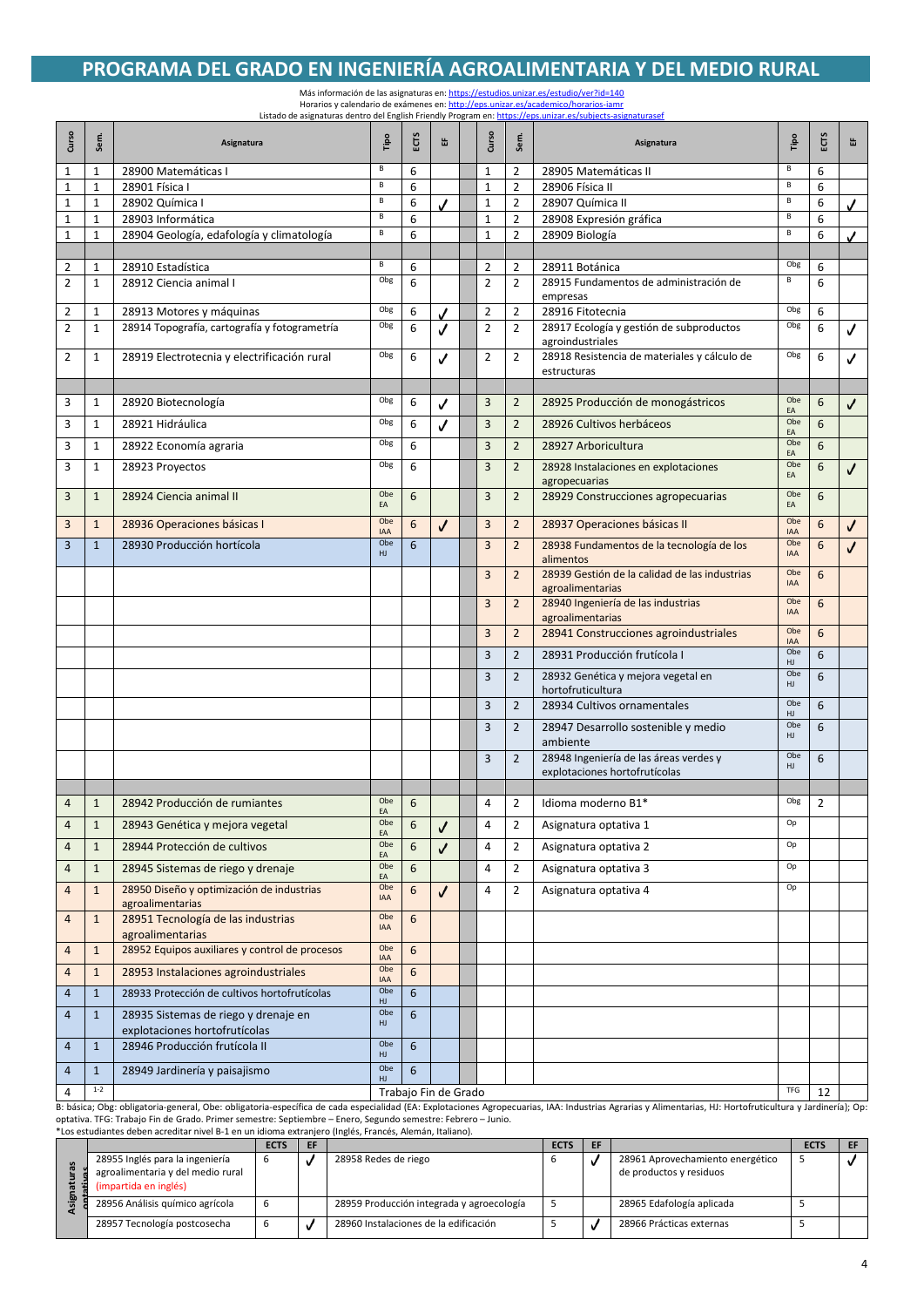# PROGRAMA DEL GRADO EN INGENIERÍA AGROALIMENTARIA Y DEL MEDIO RURAL

Más información de las asignaturas en: https://estudios.unizar.es/estudio/ver?id=140
Horarios y calendario de exámenes en: http://eps.unizar.es/academico/horarios-iamr
Listado de asignaturas dentro del English Friendly Program en: https://eps.unizar.es/subjects-asignaturasef

| Curso | Sem. | Asignatura | Tipo | ECTS | EF | | Curso | Sem. | Asignatura | Tipo | ECTS | EF |
|---|---|---|---|---|---|---|---|---|---|---|---|---|
| 1 | 1 | 28900 Matemáticas I | B | 6 | | | 1 | 2 | 28905 Matemáticas II | B | 6 | |
| 1 | 1 | 28901 Física I | B | 6 | | | 1 | 2 | 28906 Física II | B | 6 | |
| 1 | 1 | 28902 Química I | B | 6 | ✓ | | 1 | 2 | 28907 Química II | B | 6 | ✓ |
| 1 | 1 | 28903 Informática | B | 6 | | | 1 | 2 | 28908 Expresión gráfica | B | 6 | |
| 1 | 1 | 28904 Geología, edafología y climatología | B | 6 | | | 1 | 2 | 28909 Biología | B | 6 | ✓ |
| | | | | | | | | | | | | |
| 2 | 1 | 28910 Estadística | B | 6 | | | 2 | 2 | 28911 Botánica | Obg | 6 | |
| 2 | 1 | 28912 Ciencia animal I | Obg | 6 | | | 2 | 2 | 28915 Fundamentos de administración de empresas | B | 6 | |
| 2 | 1 | 28913 Motores y máquinas | Obg | 6 | ✓ | | 2 | 2 | 28916 Fitotecnia | Obg | 6 | |
| 2 | 1 | 28914 Topografía, cartografía y fotogrametría | Obg | 6 | ✓ | | 2 | 2 | 28917 Ecología y gestión de subproductos agroindustriales | Obg | 6 | ✓ |
| 2 | 1 | 28919 Electrotecnia y electrificación rural | Obg | 6 | ✓ | | 2 | 2 | 28918 Resistencia de materiales y cálculo de estructuras | Obg | 6 | ✓ |
| | | | | | | | | | | | | |
| 3 | 1 | 28920 Biotecnología | Obg | 6 | ✓ | | 3 | 2 | 28925 Producción de monogástricos | Obe EA | 6 | ✓ |
| 3 | 1 | 28921 Hidráulica | Obg | 6 | ✓ | | 3 | 2 | 28926 Cultivos herbáceos | Obe EA | 6 | |
| 3 | 1 | 28922 Economía agraria | Obg | 6 | | | 3 | 2 | 28927 Arboricultura | Obe EA | 6 | |
| 3 | 1 | 28923 Proyectos | Obg | 6 | | | 3 | 2 | 28928 Instalaciones en explotaciones agropecuarias | Obe EA | 6 | ✓ |
| 3 | 1 | 28924 Ciencia animal II | Obe EA | 6 | | | 3 | 2 | 28929 Construcciones agropecuarias | Obe EA | 6 | |
| 3 | 1 | 28936 Operaciones básicas I | Obe IAA | 6 | ✓ | | 3 | 2 | 28937 Operaciones básicas II | Obe IAA | 6 | ✓ |
| 3 | 1 | 28930 Producción hortícola | Obe HJ | 6 | | | 3 | 2 | 28938 Fundamentos de la tecnología de los alimentos | Obe IAA | 6 | ✓ |
| | | | | | | | 3 | 2 | 28939 Gestión de la calidad de las industrias agroalimentarias | Obe IAA | 6 | |
| | | | | | | | 3 | 2 | 28940 Ingeniería de las industrias agroalimentarias | Obe IAA | 6 | |
| | | | | | | | 3 | 2 | 28941 Construcciones agroindustriales | Obe IAA | 6 | |
| | | | | | | | 3 | 2 | 28931 Producción frutícola I | Obe HJ | 6 | |
| | | | | | | | 3 | 2 | 28932 Genética y mejora vegetal en hortofruticultura | Obe HJ | 6 | |
| | | | | | | | 3 | 2 | 28934 Cultivos ornamentales | Obe HJ | 6 | |
| | | | | | | | 3 | 2 | 28947 Desarrollo sostenible y medio ambiente | Obe HJ | 6 | |
| | | | | | | | 3 | 2 | 28948 Ingeniería de las áreas verdes y explotaciones hortofrutícolas | Obe HJ | 6 | |
| | | | | | | | | | | | | |
| 4 | 1 | 28942 Producción de rumiantes | Obe EA | 6 | | | 4 | 2 | Idioma moderno B1* | Obg | 2 | |
| 4 | 1 | 28943 Genética y mejora vegetal | Obe EA | 6 | ✓ | | 4 | 2 | Asignatura optativa 1 | Op | | |
| 4 | 1 | 28944 Protección de cultivos | Obe EA | 6 | ✓ | | 4 | 2 | Asignatura optativa 2 | Op | | |
| 4 | 1 | 28945 Sistemas de riego y drenaje | Obe EA | 6 | | | 4 | 2 | Asignatura optativa 3 | Op | | |
| 4 | 1 | 28950 Diseño y optimización de industrias agroalimentarias | Obe IAA | 6 | ✓ | | 4 | 2 | Asignatura optativa 4 | Op | | |
| 4 | 1 | 28951 Tecnología de las industrias agroalimentarias | Obe IAA | 6 | | | | | | | | |
| 4 | 1 | 28952 Equipos auxiliares y control de procesos | Obe IAA | 6 | | | | | | | | |
| 4 | 1 | 28953 Instalaciones agroindustriales | Obe IAA | 6 | | | | | | | | |
| 4 | 1 | 28933 Protección de cultivos hortofrutícolas | Obe HJ | 6 | | | | | | | | |
| 4 | 1 | 28935 Sistemas de riego y drenaje en explotaciones hortofrutícolas | Obe HJ | 6 | | | | | | | | |
| 4 | 1 | 28946 Producción frutícola II | Obe HJ | 6 | | | | | | | | |
| 4 | 1 | 28949 Jardinería y paisajismo | Obe HJ | 6 | | | | | | | | |
| 4 | 1-2 | | Trabajo Fin de Grado | | | | | | | TFG | 12 | |

B: básica; Obg: obligatoria-general, Obe: obligatoria-específica de cada especialidad (EA: Explotaciones Agropecuarias, IAA: Industrias Agrarias y Alimentarias, HJ: Hortofruticultura y Jardinería); Op: optativa. TFG: Trabajo Fin de Grado. Primer semestre: Septiembre – Enero, Segundo semestre: Febrero – Junio.
*Los estudiantes deben acreditar nivel B-1 en un idioma extranjero (Inglés, Francés, Alemán, Italiano).

| | | ECTS | EF | | ECTS | EF | | ECTS | EF |
|---|---|---|---|---|---|---|---|---|---|
| Asignaturas optativas | 28955 Inglés para la ingeniería agroalimentaria y del medio rural (impartida en inglés) | 6 | ✓ | 28958 Redes de riego | 6 | ✓ | 28961 Aprovechamiento energético de productos y residuos | 5 | ✓ |
| | 28956 Análisis químico agrícola | 6 | | 28959 Producción integrada y agroecología | 5 | | 28965 Edafología aplicada | 5 | |
| | 28957 Tecnología postcosecha | 6 | ✓ | 28960 Instalaciones de la edificación | 5 | ✓ | 28966 Prácticas externas | 5 | |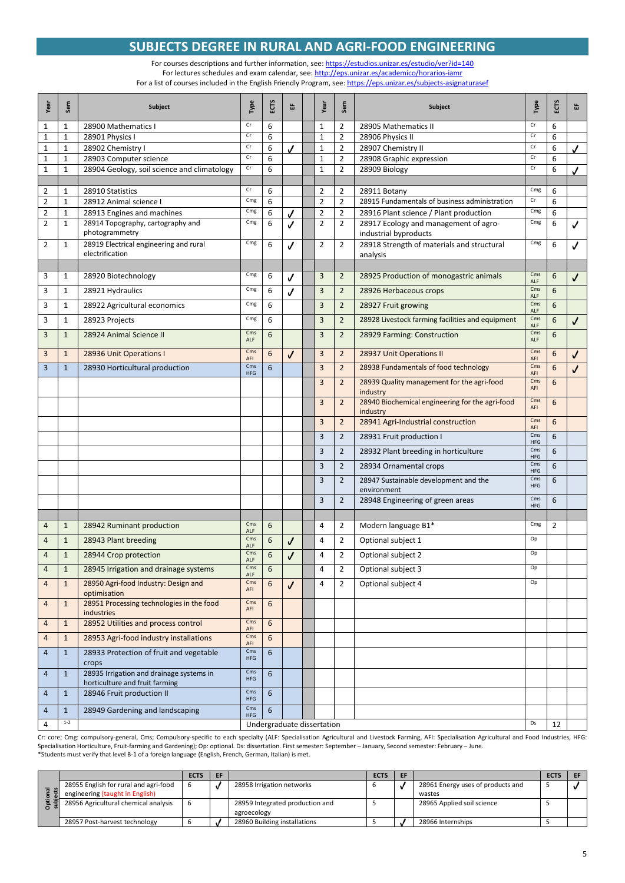# SUBJECTS DEGREE IN RURAL AND AGRI-FOOD ENGINEERING

For courses descriptions and further information, see: https://estudios.unizar.es/estudio/ver?id=140
For lectures schedules and exam calendar, see: http://eps.unizar.es/academico/horarios-iamr
For a list of courses included in the English Friendly Program, see: https://eps.unizar.es/subjects-asignaturasef

| Year | Sem | Subject | Type | ECTS | EF | | Year | Sem | Subject | Type | ECTS | EF |
|---|---|---|---|---|---|---|---|---|---|---|---|---|
| 1 | 1 | 28900 Mathematics I | Cr | 6 | | | 1 | 2 | 28905 Mathematics II | Cr | 6 | |
| 1 | 1 | 28901 Physics I | Cr | 6 | | | 1 | 2 | 28906 Physics II | Cr | 6 | |
| 1 | 1 | 28902 Chemistry I | Cr | 6 | ✓ | | 1 | 2 | 28907 Chemistry II | Cr | 6 | ✓ |
| 1 | 1 | 28903 Computer science | Cr | 6 | | | 1 | 2 | 28908 Graphic expression | Cr | 6 | |
| 1 | 1 | 28904 Geology, soil science and climatology | Cr | 6 | | | 1 | 2 | 28909 Biology | Cr | 6 | ✓ |
| | | | | | | | | | | | | |
| 2 | 1 | 28910 Statistics | Cr | 6 | | | 2 | 2 | 28911 Botany | Cmg | 6 | |
| 2 | 1 | 28912 Animal science I | Cmg | 6 | | | 2 | 2 | 28915 Fundamentals of business administration | Cr | 6 | |
| 2 | 1 | 28913 Engines and machines | Cmg | 6 | ✓ | | 2 | 2 | 28916 Plant science / Plant production | Cmg | 6 | |
| 2 | 1 | 28914 Topography, cartography and photogrammetry | Cmg | 6 | ✓ | | 2 | 2 | 28917 Ecology and management of agro-industrial byproducts | Cmg | 6 | ✓ |
| 2 | 1 | 28919 Electrical engineering and rural electrification | Cmg | 6 | ✓ | | 2 | 2 | 28918 Strength of materials and structural analysis | Cmg | 6 | ✓ |
| | | | | | | | | | | | | |
| 3 | 1 | 28920 Biotechnology | Cmg | 6 | ✓ | | 3 | 2 | 28925 Production of monogastric animals | Cms ALF | 6 | ✓ |
| 3 | 1 | 28921 Hydraulics | Cmg | 6 | ✓ | | 3 | 2 | 28926 Herbaceous crops | Cms ALF | 6 | |
| 3 | 1 | 28922 Agricultural economics | Cmg | 6 | | | 3 | 2 | 28927 Fruit growing | Cms ALF | 6 | |
| 3 | 1 | 28923 Projects | Cmg | 6 | | | 3 | 2 | 28928 Livestock farming facilities and equipment | Cms ALF | 6 | ✓ |
| 3 | 1 | 28924 Animal Science II | Cms ALF | 6 | | | 3 | 2 | 28929 Farming: Construction | Cms ALF | 6 | |
| 3 | 1 | 28936 Unit Operations I | Cms AFI | 6 | ✓ | | 3 | 2 | 28937 Unit Operations II | Cms AFI | 6 | ✓ |
| 3 | 1 | 28930 Horticultural production | Cms HFG | 6 | | | 3 | 2 | 28938 Fundamentals of food technology | Cms AFI | 6 | ✓ |
| | | | | | | | 3 | 2 | 28939 Quality management for the agri-food industry | Cms AFI | 6 | |
| | | | | | | | 3 | 2 | 28940 Biochemical engineering for the agri-food industry | Cms AFI | 6 | |
| | | | | | | | 3 | 2 | 28941 Agri-Industrial construction | Cms AFI | 6 | |
| | | | | | | | 3 | 2 | 28931 Fruit production I | Cms HFG | 6 | |
| | | | | | | | 3 | 2 | 28932 Plant breeding in horticulture | Cms HFG | 6 | |
| | | | | | | | 3 | 2 | 28934 Ornamental crops | Cms HFG | 6 | |
| | | | | | | | 3 | 2 | 28947 Sustainable development and the environment | Cms HFG | 6 | |
| | | | | | | | 3 | 2 | 28948 Engineering of green areas | Cms HFG | 6 | |
| | | | | | | | | | | | | |
| 4 | 1 | 28942 Ruminant production | Cms ALF | 6 | | | 4 | 2 | Modern language B1* | Cmg | 2 | |
| 4 | 1 | 28943 Plant breeding | Cms ALF | 6 | ✓ | | 4 | 2 | Optional subject 1 | Op | | |
| 4 | 1 | 28944 Crop protection | Cms ALF | 6 | ✓ | | 4 | 2 | Optional subject 2 | Op | | |
| 4 | 1 | 28945 Irrigation and drainage systems | Cms ALF | 6 | | | 4 | 2 | Optional subject 3 | Op | | |
| 4 | 1 | 28950 Agri-food Industry: Design and optimisation | Cms AFI | 6 | ✓ | | 4 | 2 | Optional subject 4 | Op | | |
| 4 | 1 | 28951 Processing technologies in the food industries | Cms AFI | 6 | | | | | | | | |
| 4 | 1 | 28952 Utilities and process control | Cms AFI | 6 | | | | | | | | |
| 4 | 1 | 28953 Agri-food industry installations | Cms AFI | 6 | | | | | | | | |
| 4 | 1 | 28933 Protection of fruit and vegetable crops | Cms HFG | 6 | | | | | | | | |
| 4 | 1 | 28935 Irrigation and drainage systems in horticulture and fruit farming | Cms HFG | 6 | | | | | | | | |
| 4 | 1 | 28946 Fruit production II | Cms HFG | 6 | | | | | | | | |
| 4 | 1 | 28949 Gardening and landscaping | Cms HFG | 6 | | | | | | | | |
| 4 | 1-2 | | Undergraduate dissertation | | | | | | | Ds | 12 | |

Cr: core; Cmg: compulsory-general, Cms; Compulsory-specific to each specialty (ALF: Specialisation Agricultural and Livestock Farming, AFI: Specialisation Agricultural and Food Industries, HFG: Specialisation Horticulture, Fruit-farming and Gardening); Op: optional. Ds: dissertation. First semester: September – January, Second semester: February – June.
*Students must verify that level B-1 of a foreign language (English, French, German, Italian) is met.

| | | ECTS | EF | | ECTS | EF | | ECTS | EF |
|---|---|---|---|---|---|---|---|---|---|
| Optional subjects | 28955 English for rural and agri-food engineering (taught in English) | 6 | ✓ | 28958 Irrigation networks | 6 | ✓ | 28961 Energy uses of products and wastes | 5 | ✓ |
| | 28956 Agricultural chemical analysis | 6 | | 28959 Integrated production and agroecology | 5 | | 28965 Applied soil science | 5 | |
| | 28957 Post-harvest technology | 6 | ✓ | 28960 Building installations | 5 | ✓ | 28966 Internships | 5 | |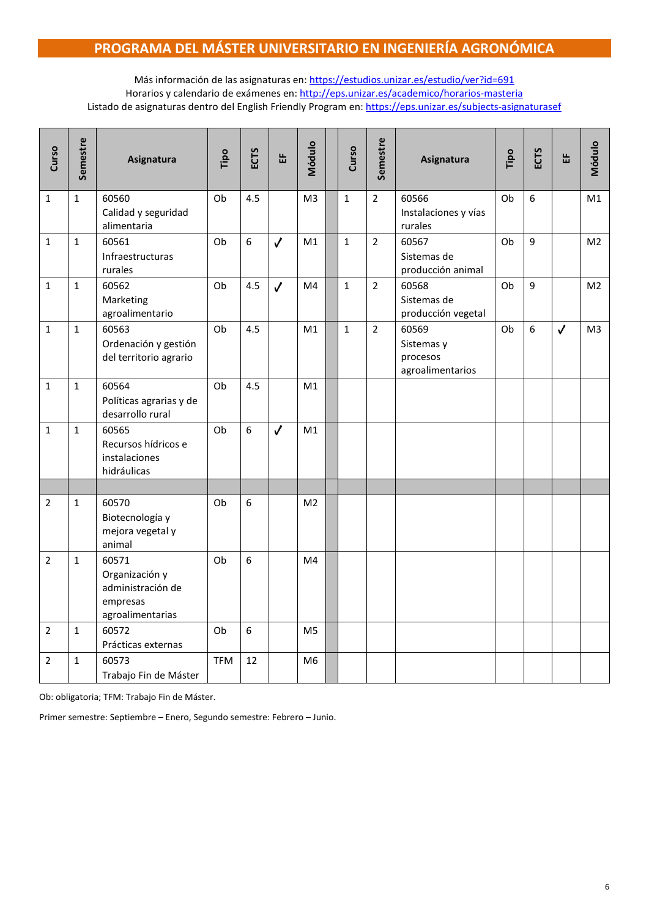# PROGRAMA DEL MÁSTER UNIVERSITARIO EN INGENIERÍA AGRONÓMICA

Más información de las asignaturas en: https://estudios.unizar.es/estudio/ver?id=691
Horarios y calendario de exámenes en: http://eps.unizar.es/academico/horarios-masteria
Listado de asignaturas dentro del English Friendly Program en: https://eps.unizar.es/subjects-asignaturasef

| Curso | Semestre | Asignatura | Tipo | ECTS | EF | Módulo | | Curso | Semestre | Asignatura | Tipo | ECTS | EF | Módulo |
|---|---|---|---|---|---|---|---|---|---|---|---|---|---|---|
| 1 | 1 | 60560 Calidad y seguridad alimentaria | Ob | 4.5 | | M3 | | 1 | 2 | 60566 Instalaciones y vías rurales | Ob | 6 | | M1 |
| 1 | 1 | 60561 Infraestructuras rurales | Ob | 6 | ✓ | M1 | | 1 | 2 | 60567 Sistemas de producción animal | Ob | 9 | | M2 |
| 1 | 1 | 60562 Marketing agroalimentario | Ob | 4.5 | ✓ | M4 | | 1 | 2 | 60568 Sistemas de producción vegetal | Ob | 9 | | M2 |
| 1 | 1 | 60563 Ordenación y gestión del territorio agrario | Ob | 4.5 | | M1 | | 1 | 2 | 60569 Sistemas y procesos agroalimentarios | Ob | 6 | ✓ | M3 |
| 1 | 1 | 60564 Políticas agrarias y de desarrollo rural | Ob | 4.5 | | M1 | | | | | | | | |
| 1 | 1 | 60565 Recursos hídricos e instalaciones hidráulicas | Ob | 6 | ✓ | M1 | | | | | | | | |
| | | | | | | | | | | | | | | |
| 2 | 1 | 60570 Biotecnología y mejora vegetal y animal | Ob | 6 | | M2 | | | | | | | | |
| 2 | 1 | 60571 Organización y administración de empresas agroalimentarias | Ob | 6 | | M4 | | | | | | | | |
| 2 | 1 | 60572 Prácticas externas | Ob | 6 | | M5 | | | | | | | | |
| 2 | 1 | 60573 Trabajo Fin de Máster | TFM | 12 | | M6 | | | | | | | | |

Ob: obligatoria; TFM: Trabajo Fin de Máster.

Primer semestre: Septiembre – Enero, Segundo semestre: Febrero – Junio.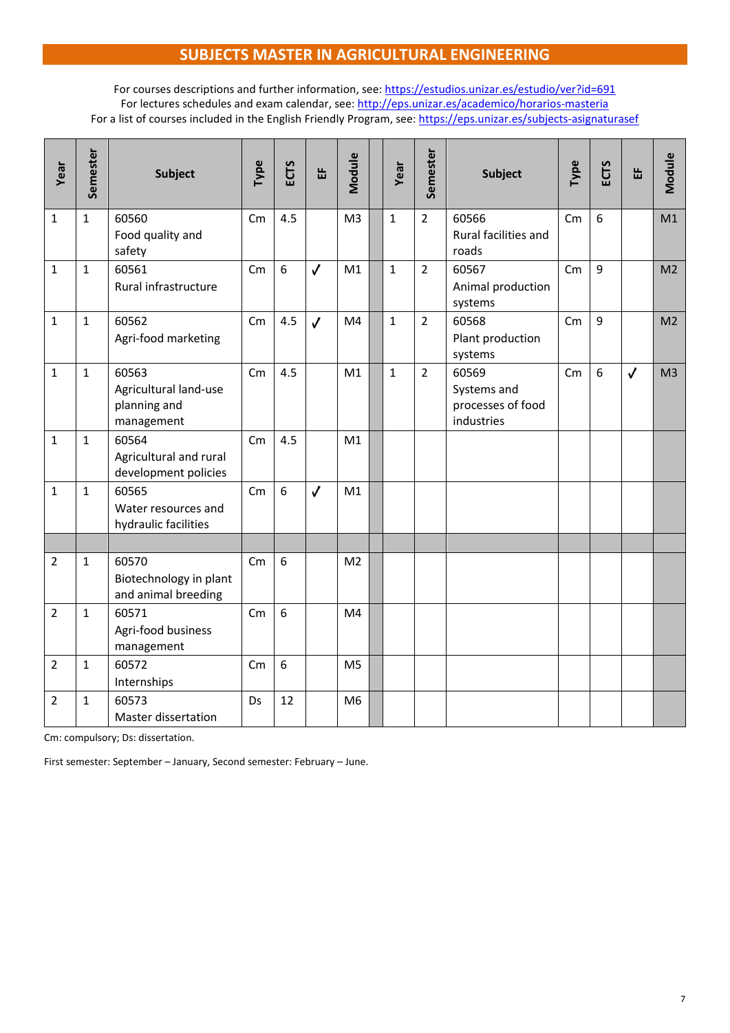## SUBJECTS MASTER IN AGRICULTURAL ENGINEERING

For courses descriptions and further information, see: https://estudios.unizar.es/estudio/ver?id=691
For lectures schedules and exam calendar, see: http://eps.unizar.es/academico/horarios-masteria
For a list of courses included in the English Friendly Program, see: https://eps.unizar.es/subjects-asignaturasef

| Year | Semester | Subject | Type | ECTS | EF | Module | | Year | Semester | Subject | Type | ECTS | EF | Module |
|---|---|---|---|---|---|---|---|---|---|---|---|---|---|---|
| 1 | 1 | 60560 Food quality and safety | Cm | 4.5 | | M3 | | 1 | 2 | 60566 Rural facilities and roads | Cm | 6 | | M1 |
| 1 | 1 | 60561 Rural infrastructure | Cm | 6 | ✓ | M1 | | 1 | 2 | 60567 Animal production systems | Cm | 9 | | M2 |
| 1 | 1 | 60562 Agri-food marketing | Cm | 4.5 | ✓ | M4 | | 1 | 2 | 60568 Plant production systems | Cm | 9 | | M2 |
| 1 | 1 | 60563 Agricultural land-use planning and management | Cm | 4.5 | | M1 | | 1 | 2 | 60569 Systems and processes of food industries | Cm | 6 | ✓ | M3 |
| 1 | 1 | 60564 Agricultural and rural development policies | Cm | 4.5 | | M1 | | | | | | | | |
| 1 | 1 | 60565 Water resources and hydraulic facilities | Cm | 6 | ✓ | M1 | | | | | | | | |
| | | | | | | | | | | | | | | |
| 2 | 1 | 60570 Biotechnology in plant and animal breeding | Cm | 6 | | M2 | | | | | | | | |
| 2 | 1 | 60571 Agri-food business management | Cm | 6 | | M4 | | | | | | | | |
| 2 | 1 | 60572 Internships | Cm | 6 | | M5 | | | | | | | | |
| 2 | 1 | 60573 Master dissertation | Ds | 12 | | M6 | | | | | | | | |

Cm: compulsory; Ds: dissertation.

First semester: September – January, Second semester: February – June.